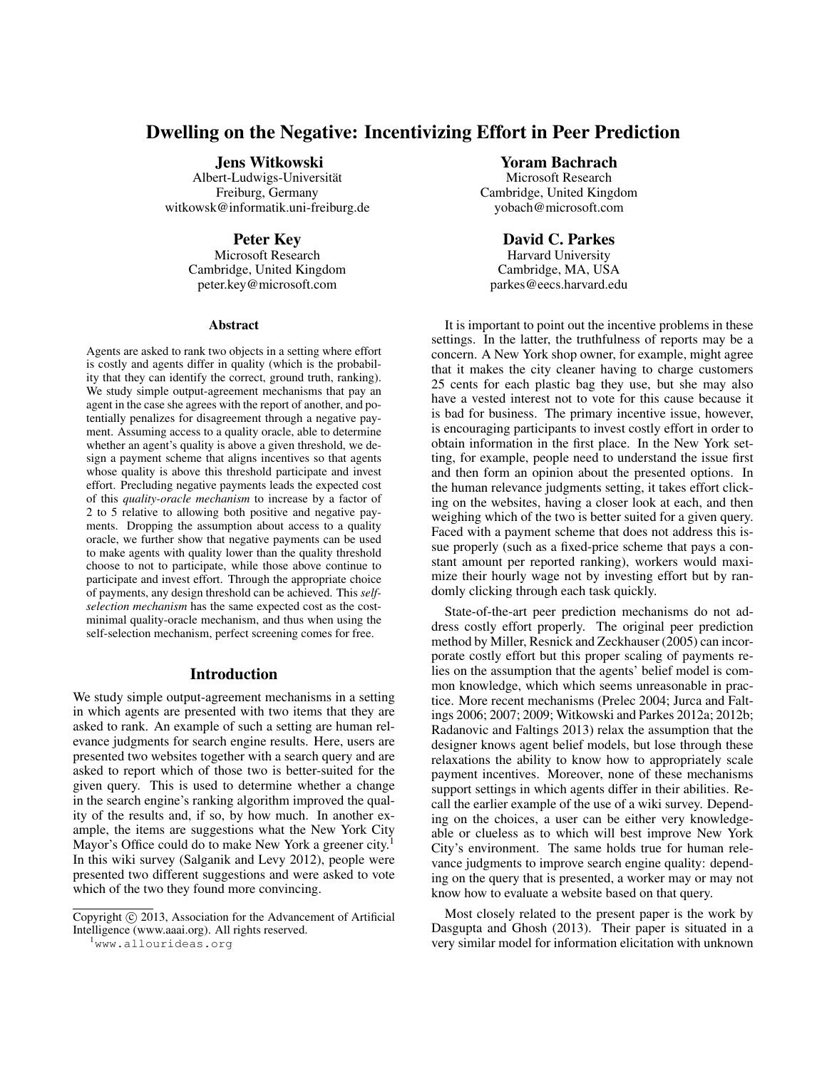# Dwelling on the Negative: Incentivizing Effort in Peer Prediction

**Jens Witkowski**
Albert-Ludwigs-Universität
Freiburg, Germany
witkowsk@informatik.uni-freiburg.de

**Yoram Bachrach**
Microsoft Research
Cambridge, United Kingdom
yobach@microsoft.com

**Peter Key**
Microsoft Research
Cambridge, United Kingdom
peter.key@microsoft.com

**David C. Parkes**
Harvard University
Cambridge, MA, USA
parkes@eecs.harvard.edu

## Abstract

Agents are asked to rank two objects in a setting where effort is costly and agents differ in quality (which is the probability that they can identify the correct, ground truth, ranking). We study simple output-agreement mechanisms that pay an agent in the case she agrees with the report of another, and potentially penalizes for disagreement through a negative payment. Assuming access to a quality oracle, able to determine whether an agent's quality is above a given threshold, we design a payment scheme that aligns incentives so that agents whose quality is above this threshold participate and invest effort. Precluding negative payments leads the expected cost of this *quality-oracle mechanism* to increase by a factor of 2 to 5 relative to allowing both positive and negative payments. Dropping the assumption about access to a quality oracle, we further show that negative payments can be used to make agents with quality lower than the quality threshold choose to not to participate, while those above continue to participate and invest effort. Through the appropriate choice of payments, any design threshold can be achieved. This *self-selection mechanism* has the same expected cost as the cost-minimal quality-oracle mechanism, and thus when using the self-selection mechanism, perfect screening comes for free.

## Introduction

We study simple output-agreement mechanisms in a setting in which agents are presented with two items that they are asked to rank. An example of such a setting are human relevance judgments for search engine results. Here, users are presented two websites together with a search query and are asked to report which of those two is better-suited for the given query. This is used to determine whether a change in the search engine's ranking algorithm improved the quality of the results and, if so, by how much. In another example, the items are suggestions what the New York City Mayor's Office could do to make New York a greener city.[1] In this wiki survey (Salganik and Levy 2012), people were presented two different suggestions and were asked to vote which of the two they found more convincing.

Copyright © 2013, Association for the Advancement of Artificial Intelligence (www.aaai.org). All rights reserved.

[1] www.allourideas.org

It is important to point out the incentive problems in these settings. In the latter, the truthfulness of reports may be a concern. A New York shop owner, for example, might agree that it makes the city cleaner having to charge customers 25 cents for each plastic bag they use, but she may also have a vested interest not to vote for this cause because it is bad for business. The primary incentive issue, however, is encouraging participants to invest costly effort in order to obtain information in the first place. In the New York setting, for example, people need to understand the issue first and then form an opinion about the presented options. In the human relevance judgments setting, it takes effort clicking on the websites, having a closer look at each, and then weighing which of the two is better suited for a given query. Faced with a payment scheme that does not address this issue properly (such as a fixed-price scheme that pays a constant amount per reported ranking), workers would maximize their hourly wage not by investing effort but by randomly clicking through each task quickly.

State-of-the-art peer prediction mechanisms do not address costly effort properly. The original peer prediction method by Miller, Resnick and Zeckhauser (2005) can incorporate costly effort but this proper scaling of payments relies on the assumption that the agents' belief model is common knowledge, which which seems unreasonable in practice. More recent mechanisms (Prelec 2004; Jurca and Faltings 2006; 2007; 2009; Witkowski and Parkes 2012a; 2012b; Radanovic and Faltings 2013) relax the assumption that the designer knows agent belief models, but lose through these relaxations the ability to know how to appropriately scale payment incentives. Moreover, none of these mechanisms support settings in which agents differ in their abilities. Recall the earlier example of the use of a wiki survey. Depending on the choices, a user can be either very knowledgeable or clueless as to which will best improve New York City's environment. The same holds true for human relevance judgments to improve search engine quality: depending on the query that is presented, a worker may or may not know how to evaluate a website based on that query.

Most closely related to the present paper is the work by Dasgupta and Ghosh (2013). Their paper is situated in a very similar model for information elicitation with unknown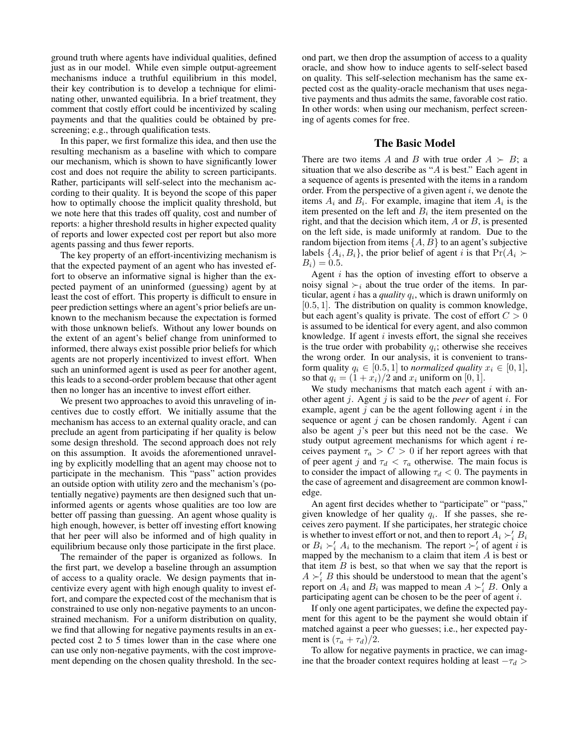ground truth where agents have individual qualities, defined just as in our model. While even simple output-agreement mechanisms induce a truthful equilibrium in this model, their key contribution is to develop a technique for eliminating other, unwanted equilibria. In a brief treatment, they comment that costly effort could be incentivized by scaling payments and that the qualities could be obtained by prescreening; e.g., through qualification tests.

In this paper, we first formalize this idea, and then use the resulting mechanism as a baseline with which to compare our mechanism, which is shown to have significantly lower cost and does not require the ability to screen participants. Rather, participants will self-select into the mechanism according to their quality. It is beyond the scope of this paper how to optimally choose the implicit quality threshold, but we note here that this trades off quality, cost and number of reports: a higher threshold results in higher expected quality of reports and lower expected cost per report but also more agents passing and thus fewer reports.

The key property of an effort-incentivizing mechanism is that the expected payment of an agent who has invested effort to observe an informative signal is higher than the expected payment of an uninformed (guessing) agent by at least the cost of effort. This property is difficult to ensure in peer prediction settings where an agent's prior beliefs are unknown to the mechanism because the expectation is formed with those unknown beliefs. Without any lower bounds on the extent of an agent's belief change from uninformed to informed, there always exist possible prior beliefs for which agents are not properly incentivized to invest effort. When such an uninformed agent is used as peer for another agent, this leads to a second-order problem because that other agent then no longer has an incentive to invest effort either.

We present two approaches to avoid this unraveling of incentives due to costly effort. We initially assume that the mechanism has access to an external quality oracle, and can preclude an agent from participating if her quality is below some design threshold. The second approach does not rely on this assumption. It avoids the aforementioned unraveling by explicitly modelling that an agent may choose not to participate in the mechanism. This "pass" action provides an outside option with utility zero and the mechanism's (potentially negative) payments are then designed such that uninformed agents or agents whose qualities are too low are better off passing than guessing. An agent whose quality is high enough, however, is better off investing effort knowing that her peer will also be informed and of high quality in equilibrium because only those participate in the first place.

The remainder of the paper is organized as follows. In the first part, we develop a baseline through an assumption of access to a quality oracle. We design payments that incentivize every agent with high enough quality to invest effort, and compare the expected cost of the mechanism that is constrained to use only non-negative payments to an unconstrained mechanism. For a uniform distribution on quality, we find that allowing for negative payments results in an expected cost 2 to 5 times lower than in the case where one can use only non-negative payments, with the cost improvement depending on the chosen quality threshold. In the second part, we then drop the assumption of access to a quality oracle, and show how to induce agents to self-select based on quality. This self-selection mechanism has the same expected cost as the quality-oracle mechanism that uses negative payments and thus admits the same, favorable cost ratio. In other words: when using our mechanism, perfect screening of agents comes for free.

## The Basic Model

There are two items $A$ and $B$ with true order $A \succ B$; a situation that we also describe as "$A$ is best." Each agent in a sequence of agents is presented with the items in a random order. From the perspective of a given agent $i$, we denote the items $A_i$ and $B_i$. For example, imagine that item $A_i$ is the item presented on the left and $B_i$ the item presented on the right, and that the decision which item, $A$ or $B$, is presented on the left side, is made uniformly at random. Due to the random bijection from items $\{A, B\}$ to an agent's subjective labels $\{A_i, B_i\}$, the prior belief of agent $i$ is that $\Pr(A_i \succ B_i) = 0.5$.

Agent $i$ has the option of investing effort to observe a noisy signal $\succ_i$ about the true order of the items. In particular, agent $i$ has a *quality* $q_i$, which is drawn uniformly on $[0.5, 1]$. The distribution on quality is common knowledge, but each agent's quality is private. The cost of effort $C > 0$ is assumed to be identical for every agent, and also common knowledge. If agent $i$ invests effort, the signal she receives is the true order with probability $q_i$; otherwise she receives the wrong order. In our analysis, it is convenient to transform quality $q_i \in [0.5, 1]$ to *normalized quality* $x_i \in [0, 1]$, so that $q_i = (1 + x_i)/2$ and $x_i$ uniform on $[0, 1]$.

We study mechanisms that match each agent $i$ with another agent $j$. Agent $j$ is said to be the *peer* of agent $i$. For example, agent $j$ can be the agent following agent $i$ in the sequence or agent $j$ can be chosen randomly. Agent $i$ can also be agent $j$'s peer but this need not be the case. We study output agreement mechanisms for which agent $i$ receives payment $\tau_a > C > 0$ if her report agrees with that of peer agent $j$ and $\tau_d < \tau_a$ otherwise. The main focus is to consider the impact of allowing $\tau_d < 0$. The payments in the case of agreement and disagreement are common knowledge.

An agent first decides whether to "participate" or "pass," given knowledge of her quality $q_i$. If she passes, she receives zero payment. If she participates, her strategic choice is whether to invest effort or not, and then to report $A_i \succ'_i B_i$ or $B_i \succ'_i A_i$ to the mechanism. The report $\succ'_i$ of agent $i$ is mapped by the mechanism to a claim that item $A$ is best or that item $B$ is best, so that when we say that the report is $A \succ'_i B$ this should be understood to mean that the agent's report on $A_i$ and $B_i$ was mapped to mean $A \succ'_i B$. Only a participating agent can be chosen to be the peer of agent $i$.

If only one agent participates, we define the expected payment for this agent to be the payment she would obtain if matched against a peer who guesses; i.e., her expected payment is $(\tau_a + \tau_d)/2$.

To allow for negative payments in practice, we can imagine that the broader context requires holding at least $-\tau_d >$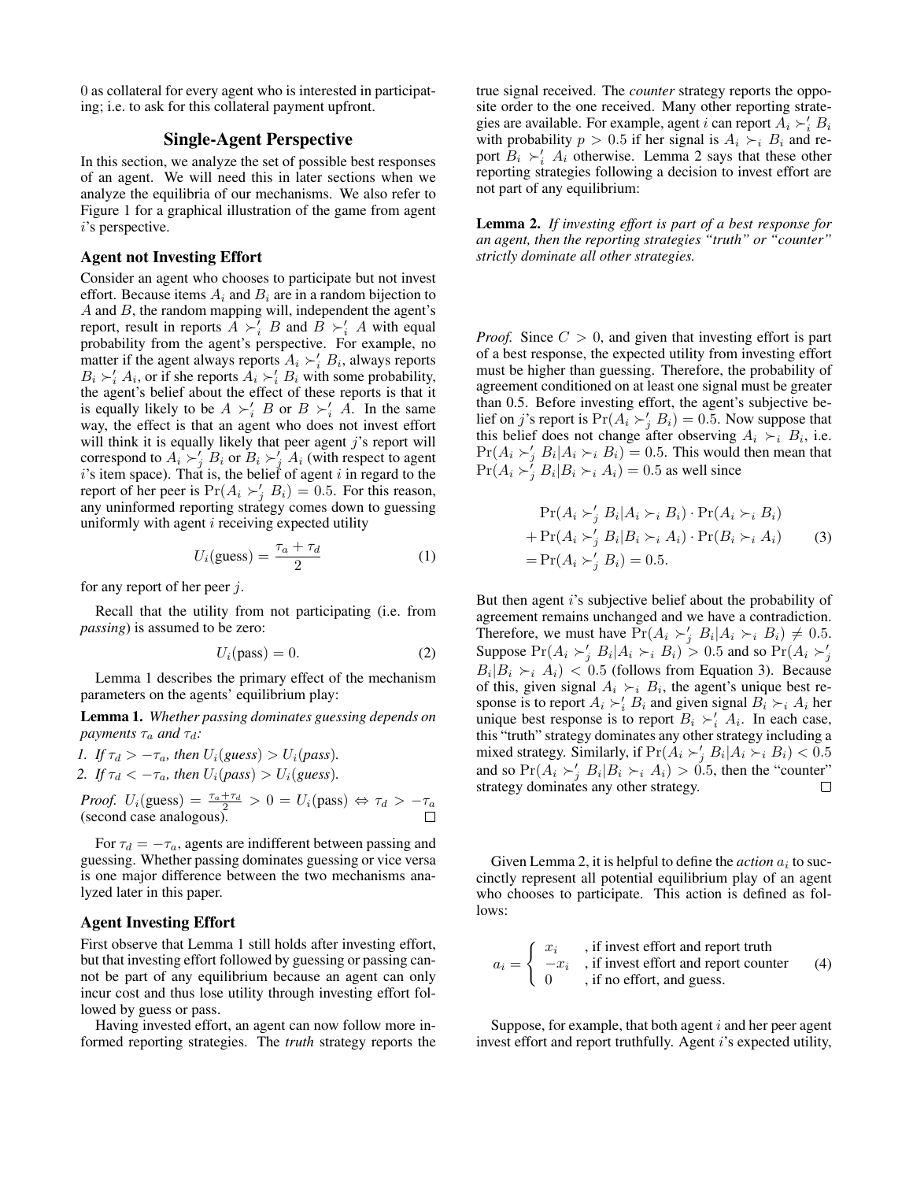0 as collateral for every agent who is interested in participating; i.e. to ask for this collateral payment upfront.

## Single-Agent Perspective

In this section, we analyze the set of possible best responses of an agent. We will need this in later sections when we analyze the equilibria of our mechanisms. We also refer to Figure 1 for a graphical illustration of the game from agent $i$'s perspective.

### Agent not Investing Effort

Consider an agent who chooses to participate but not invest effort. Because items $A_i$ and $B_i$ are in a random bijection to $A$ and $B$, the random mapping will, independent the agent's report, result in reports $A \succ_i' B$ and $B \succ_i' A$ with equal probability from the agent's perspective. For example, no matter if the agent always reports $A_i \succ_i' B_i$, always reports $B_i \succ_i' A_i$, or if she reports $A_i \succ_i' B_i$ with some probability, the agent's belief about the effect of these reports is that it is equally likely to be $A \succ_i' B$ or $B \succ_i' A$. In the same way, the effect is that an agent who does not invest effort will think it is equally likely that peer agent $j$'s report will correspond to $A_i \succ_j' B_i$ or $B_i \succ_j' A_i$ (with respect to agent $i$'s item space). That is, the belief of agent $i$ in regard to the report of her peer is $\Pr(A_i \succ_j' B_i) = 0.5$. For this reason, any uninformed reporting strategy comes down to guessing uniformly with agent $i$ receiving expected utility

$$U_i(\text{guess}) = \frac{\tau_a + \tau_d}{2} \tag{1}$$

for any report of her peer $j$.

Recall that the utility from not participating (i.e. from *passing*) is assumed to be zero:

$$U_i(\text{pass}) = 0. \tag{2}$$

Lemma 1 describes the primary effect of the mechanism parameters on the agents' equilibrium play:

**Lemma 1.** *Whether passing dominates guessing depends on payments $\tau_a$ and $\tau_d$:*

1. *If $\tau_d > -\tau_a$, then $U_i(\text{guess}) > U_i(\text{pass})$.*
2. *If $\tau_d < -\tau_a$, then $U_i(\text{pass}) > U_i(\text{guess})$.*

*Proof.* $U_i(\text{guess}) = \frac{\tau_a+\tau_d}{2} > 0 = U_i(\text{pass}) \Leftrightarrow \tau_d > -\tau_a$ (second case analogous). □

For $\tau_d = -\tau_a$, agents are indifferent between passing and guessing. Whether passing dominates guessing or vice versa is one major difference between the two mechanisms analyzed later in this paper.

### Agent Investing Effort

First observe that Lemma 1 still holds after investing effort, but that investing effort followed by guessing or passing cannot be part of any equilibrium because an agent can only incur cost and thus lose utility through investing effort followed by guess or pass.

Having invested effort, an agent can now follow more informed reporting strategies. The *truth* strategy reports the true signal received. The *counter* strategy reports the opposite order to the one received. Many other reporting strategies are available. For example, agent $i$ can report $A_i \succ_i' B_i$ with probability $p > 0.5$ if her signal is $A_i \succ_i B_i$ and report $B_i \succ_i' A_i$ otherwise. Lemma 2 says that these other reporting strategies following a decision to invest effort are not part of any equilibrium:

**Lemma 2.** *If investing effort is part of a best response for an agent, then the reporting strategies "truth" or "counter" strictly dominate all other strategies.*

*Proof.* Since $C > 0$, and given that investing effort is part of a best response, the expected utility from investing effort must be higher than guessing. Therefore, the probability of agreement conditioned on at least one signal must be greater than 0.5. Before investing effort, the agent's subjective belief on $j$'s report is $\Pr(A_i \succ_j' B_i) = 0.5$. Now suppose that this belief does not change after observing $A_i \succ_i B_i$, i.e. $\Pr(A_i \succ_j' B_i | A_i \succ_i B_i) = 0.5$. This would then mean that $\Pr(A_i \succ_j' B_i | B_i \succ_i A_i) = 0.5$ as well since

$$\begin{aligned}
&\Pr(A_i \succ_j' B_i | A_i \succ_i B_i) \cdot \Pr(A_i \succ_i B_i) \\
&+ \Pr(A_i \succ_j' B_i | B_i \succ_i A_i) \cdot \Pr(B_i \succ_i A_i) \\
&= \Pr(A_i \succ_j' B_i) = 0.5.
\end{aligned} \tag{3}$$

But then agent $i$'s subjective belief about the probability of agreement remains unchanged and we have a contradiction. Therefore, we must have $\Pr(A_i \succ_j' B_i | A_i \succ_i B_i) \neq 0.5$. Suppose $\Pr(A_i \succ_j' B_i | A_i \succ_i B_i) > 0.5$ and so $\Pr(A_i \succ_j' B_i | B_i \succ_i A_i) < 0.5$ (follows from Equation 3). Because of this, given signal $A_i \succ_i B_i$, the agent's unique best response is to report $A_i \succ_i' B_i$ and given signal $B_i \succ_i A_i$ her unique best response is to report $B_i \succ_i' A_i$. In each case, this "truth" strategy dominates any other strategy including a mixed strategy. Similarly, if $\Pr(A_i \succ_j' B_i | A_i \succ_i B_i) < 0.5$ and so $\Pr(A_i \succ_j' B_i | B_i \succ_i A_i) > 0.5$, then the "counter" strategy dominates any other strategy. □

Given Lemma 2, it is helpful to define the *action* $a_i$ to succinctly represent all potential equilibrium play of an agent who chooses to participate. This action is defined as follows:

$$a_i = \begin{cases} x_i & \text{, if invest effort and report truth} \\ -x_i & \text{, if invest effort and report counter} \\ 0 & \text{, if no effort, and guess.} \end{cases} \tag{4}$$

Suppose, for example, that both agent $i$ and her peer agent invest effort and report truthfully. Agent $i$'s expected utility,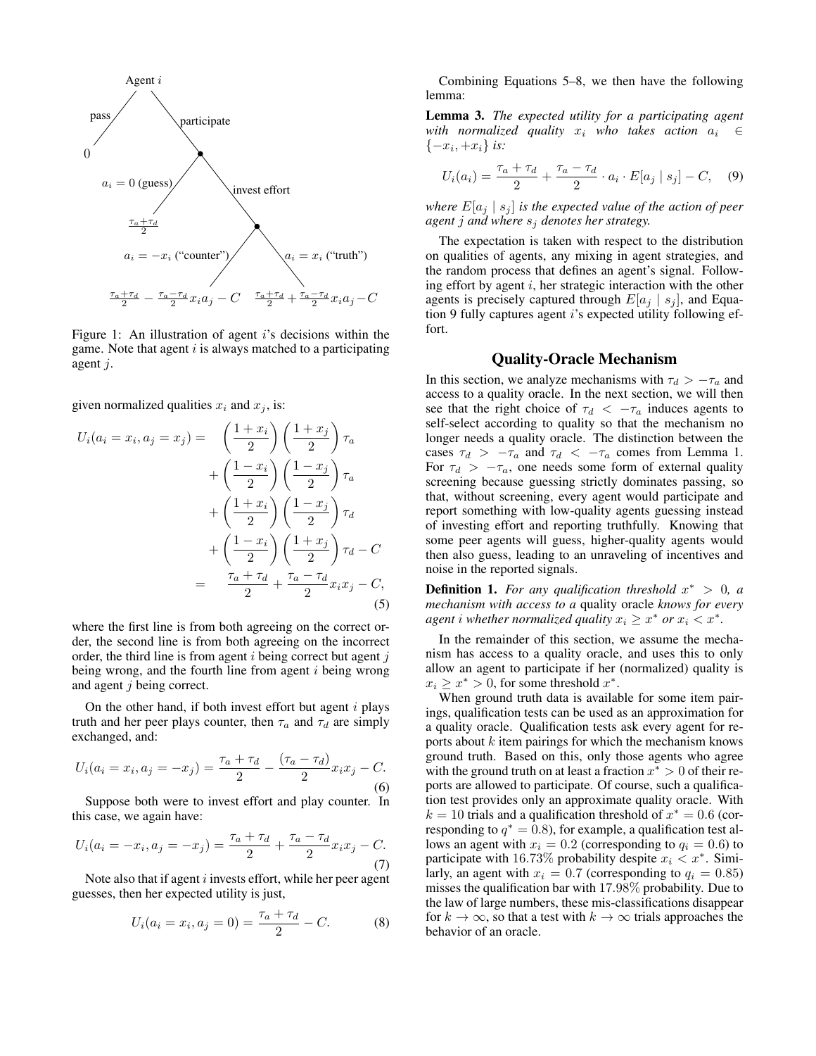Figure 1: An illustration of agent $i$'s decisions within the game. Note that agent $i$ is always matched to a participating agent $j$.

given normalized qualities $x_i$ and $x_j$, is:

$$
\begin{aligned}
U_i(a_i = x_i, a_j = x_j) = \; & \left(\frac{1+x_i}{2}\right)\left(\frac{1+x_j}{2}\right)\tau_a \\
& + \left(\frac{1-x_i}{2}\right)\left(\frac{1-x_j}{2}\right)\tau_a \\
& + \left(\frac{1+x_i}{2}\right)\left(\frac{1-x_j}{2}\right)\tau_d \\
& + \left(\frac{1-x_i}{2}\right)\left(\frac{1+x_j}{2}\right)\tau_d - C \\
= \; & \frac{\tau_a + \tau_d}{2} + \frac{\tau_a - \tau_d}{2} x_i x_j - C,
\end{aligned}
\tag{5}
$$

where the first line is from both agreeing on the correct order, the second line is from both agreeing on the incorrect order, the third line is from agent $i$ being correct but agent $j$ being wrong, and the fourth line from agent $i$ being wrong and agent $j$ being correct.

On the other hand, if both invest effort but agent $i$ plays truth and her peer plays counter, then $\tau_a$ and $\tau_d$ are simply exchanged, and:

$$
U_i(a_i = x_i, a_j = -x_j) = \frac{\tau_a + \tau_d}{2} - \frac{(\tau_a - \tau_d)}{2} x_i x_j - C. \tag{6}
$$

Suppose both were to invest effort and play counter. In this case, we again have:

$$
U_i(a_i = -x_i, a_j = -x_j) = \frac{\tau_a + \tau_d}{2} + \frac{\tau_a - \tau_d}{2} x_i x_j - C. \tag{7}
$$

Note also that if agent $i$ invests effort, while her peer agent guesses, then her expected utility is just,

$$
U_i(a_i = x_i, a_j = 0) = \frac{\tau_a + \tau_d}{2} - C. \tag{8}
$$

Combining Equations 5–8, we then have the following lemma:

**Lemma 3.** *The expected utility for a participating agent with normalized quality $x_i$ who takes action $a_i \in \{-x_i, +x_i\}$ is:*

$$
U_i(a_i) = \frac{\tau_a + \tau_d}{2} + \frac{\tau_a - \tau_d}{2} \cdot a_i \cdot E[a_j \mid s_j] - C, \tag{9}
$$

*where $E[a_j \mid s_j]$ is the expected value of the action of peer agent $j$ and where $s_j$ denotes her strategy.*

The expectation is taken with respect to the distribution on qualities of agents, any mixing in agent strategies, and the random process that defines an agent's signal. Following effort by agent $i$, her strategic interaction with the other agents is precisely captured through $E[a_j \mid s_j]$, and Equation 9 fully captures agent $i$'s expected utility following effort.

## Quality-Oracle Mechanism

In this section, we analyze mechanisms with $\tau_d > -\tau_a$ and access to a quality oracle. In the next section, we will then see that the right choice of $\tau_d < -\tau_a$ induces agents to self-select according to quality so that the mechanism no longer needs a quality oracle. The distinction between the cases $\tau_d > -\tau_a$ and $\tau_d < -\tau_a$ comes from Lemma 1. For $\tau_d > -\tau_a$, one needs some form of external quality screening because guessing strictly dominates passing, so that, without screening, every agent would participate and report something with low-quality agents guessing instead of investing effort and reporting truthfully. Knowing that some peer agents will guess, higher-quality agents would then also guess, leading to an unraveling of incentives and noise in the reported signals.

**Definition 1.** *For any qualification threshold $x^* > 0$, a mechanism with access to a* quality oracle *knows for every agent $i$ whether normalized quality $x_i \geq x^*$ or $x_i < x^*$.*

In the remainder of this section, we assume the mechanism has access to a quality oracle, and uses this to only allow an agent to participate if her (normalized) quality is $x_i \geq x^* > 0$, for some threshold $x^*$.

When ground truth data is available for some item pairings, qualification tests can be used as an approximation for a quality oracle. Qualification tests ask every agent for reports about $k$ item pairings for which the mechanism knows ground truth. Based on this, only those agents who agree with the ground truth on at least a fraction $x^* > 0$ of their reports are allowed to participate. Of course, such a qualification test provides only an approximate quality oracle. With $k = 10$ trials and a qualification threshold of $x^* = 0.6$ (corresponding to $q^* = 0.8$), for example, a qualification test allows an agent with $x_i = 0.2$ (corresponding to $q_i = 0.6$) to participate with $16.73\%$ probability despite $x_i < x^*$. Similarly, an agent with $x_i = 0.7$ (corresponding to $q_i = 0.85$) misses the qualification bar with $17.98\%$ probability. Due to the law of large numbers, these mis-classifications disappear for $k \to \infty$, so that a test with $k \to \infty$ trials approaches the behavior of an oracle.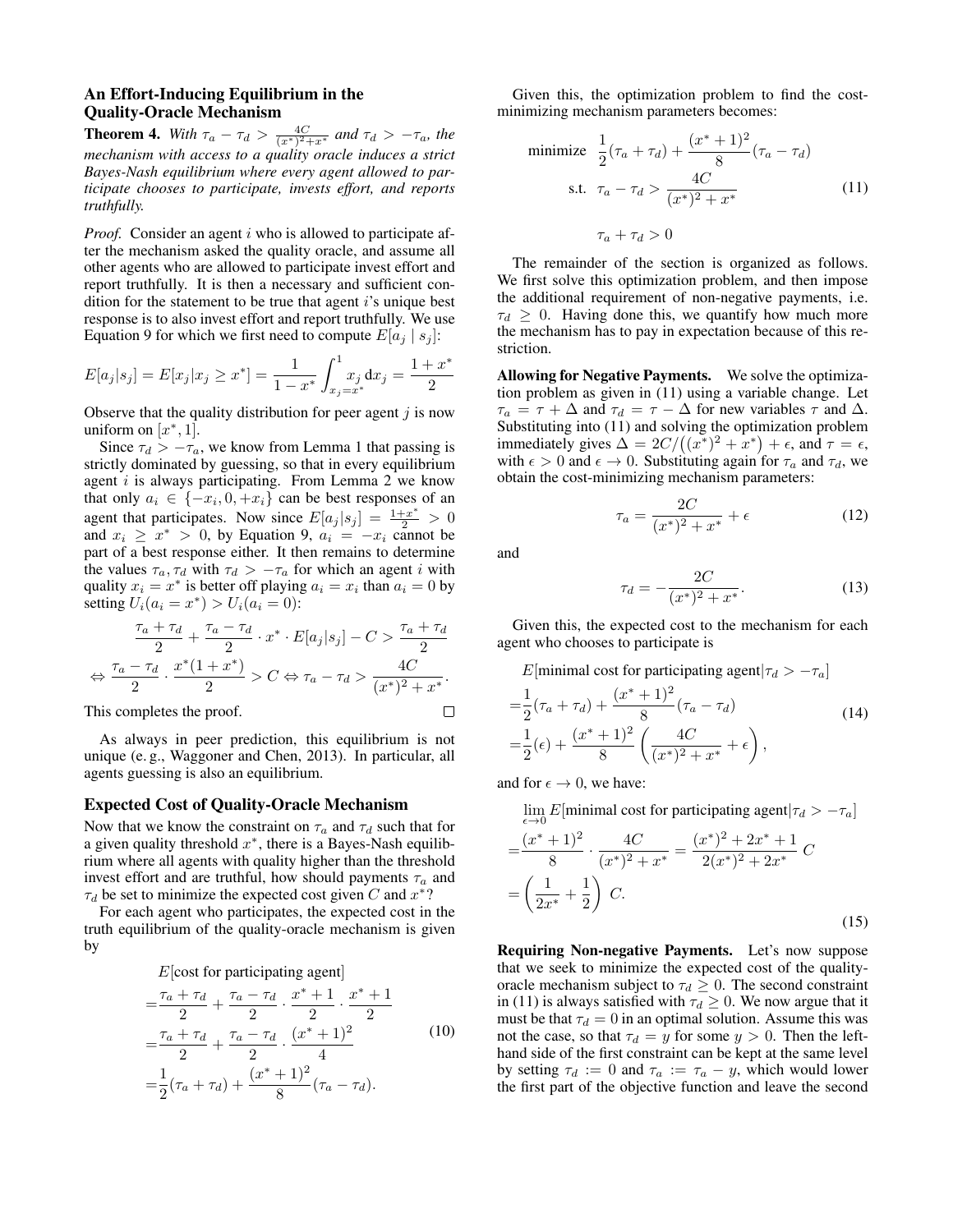### An Effort-Inducing Equilibrium in the Quality-Oracle Mechanism

**Theorem 4.** *With $\tau_a - \tau_d > \frac{4C}{(x^*)^2+x^*}$ and $\tau_d > -\tau_a$, the mechanism with access to a quality oracle induces a strict Bayes-Nash equilibrium where every agent allowed to participate chooses to participate, invests effort, and reports truthfully.*

*Proof.* Consider an agent $i$ who is allowed to participate after the mechanism asked the quality oracle, and assume all other agents who are allowed to participate invest effort and report truthfully. It is then a necessary and sufficient condition for the statement to be true that agent $i$'s unique best response is to also invest effort and report truthfully. We use Equation 9 for which we first need to compute $E[a_j \mid s_j]$:

$$E[a_j|s_j] = E[x_j|x_j \geq x^*] = \frac{1}{1-x^*}\int_{x_j=x^*}^{1} x_j \, \mathrm{d}x_j = \frac{1+x^*}{2}$$

Observe that the quality distribution for peer agent $j$ is now uniform on $[x^*, 1]$.

Since $\tau_d > -\tau_a$, we know from Lemma 1 that passing is strictly dominated by guessing, so that in every equilibrium agent $i$ is always participating. From Lemma 2 we know that only $a_i \in \{-x_i, 0, +x_i\}$ can be best responses of an agent that participates. Now since $E[a_j|s_j] = \frac{1+x^*}{2} > 0$ and $x_i \geq x^* > 0$, by Equation 9, $a_i = -x_i$ cannot be part of a best response either. It then remains to determine the values $\tau_a, \tau_d$ with $\tau_d > -\tau_a$ for which an agent $i$ with quality $x_i = x^*$ is better off playing $a_i = x_i$ than $a_i = 0$ by setting $U_i(a_i = x^*) > U_i(a_i = 0)$:

$$\frac{\tau_a + \tau_d}{2} + \frac{\tau_a - \tau_d}{2} \cdot x^* \cdot E[a_j|s_j] - C > \frac{\tau_a + \tau_d}{2}$$

$$\Leftrightarrow \frac{\tau_a - \tau_d}{2} \cdot \frac{x^*(1+x^*)}{2} > C \Leftrightarrow \tau_a - \tau_d > \frac{4C}{(x^*)^2 + x^*}.$$

This completes the proof. $\square$

As always in peer prediction, this equilibrium is not unique (e. g., Waggoner and Chen, 2013). In particular, all agents guessing is also an equilibrium.

### Expected Cost of Quality-Oracle Mechanism

Now that we know the constraint on $\tau_a$ and $\tau_d$ such that for a given quality threshold $x^*$, there is a Bayes-Nash equilibrium where all agents with quality higher than the threshold invest effort and are truthful, how should payments $\tau_a$ and $\tau_d$ be set to minimize the expected cost given $C$ and $x^*$?

For each agent who participates, the expected cost in the truth equilibrium of the quality-oracle mechanism is given by

$$\begin{aligned}
&E[\text{cost for participating agent}] \\
=&\frac{\tau_a + \tau_d}{2} + \frac{\tau_a - \tau_d}{2} \cdot \frac{x^* + 1}{2} \cdot \frac{x^* + 1}{2} \\
=&\frac{\tau_a + \tau_d}{2} + \frac{\tau_a - \tau_d}{2} \cdot \frac{(x^* + 1)^2}{4} \\
=&\frac{1}{2}(\tau_a + \tau_d) + \frac{(x^* + 1)^2}{8}(\tau_a - \tau_d).
\end{aligned} \tag{10}$$

Given this, the optimization problem to find the cost-minimizing mechanism parameters becomes:

$$\begin{aligned}
\text{minimize} \quad & \frac{1}{2}(\tau_a + \tau_d) + \frac{(x^* + 1)^2}{8}(\tau_a - \tau_d) \\
\text{s.t.} \quad & \tau_a - \tau_d > \frac{4C}{(x^*)^2 + x^*} \\
& \tau_a + \tau_d > 0
\end{aligned} \tag{11}$$

The remainder of the section is organized as follows. We first solve this optimization problem, and then impose the additional requirement of non-negative payments, i.e. $\tau_d \geq 0$. Having done this, we quantify how much more the mechanism has to pay in expectation because of this restriction.

**Allowing for Negative Payments.** We solve the optimization problem as given in (11) using a variable change. Let $\tau_a = \tau + \Delta$ and $\tau_d = \tau - \Delta$ for new variables $\tau$ and $\Delta$. Substituting into (11) and solving the optimization problem immediately gives $\Delta = 2C/\big((x^*)^2 + x^*\big) + \epsilon$, and $\tau = \epsilon$, with $\epsilon > 0$ and $\epsilon \to 0$. Substituting again for $\tau_a$ and $\tau_d$, we obtain the cost-minimizing mechanism parameters:

$$\tau_a = \frac{2C}{(x^*)^2 + x^*} + \epsilon \tag{12}$$

and

$$\tau_d = -\frac{2C}{(x^*)^2 + x^*}. \tag{13}$$

Given this, the expected cost to the mechanism for each agent who chooses to participate is

$$\begin{aligned}
&E[\text{minimal cost for participating agent}|\tau_d > -\tau_a] \\
=&\frac{1}{2}(\tau_a + \tau_d) + \frac{(x^* + 1)^2}{8}(\tau_a - \tau_d) \\
=&\frac{1}{2}(\epsilon) + \frac{(x^* + 1)^2}{8}\left(\frac{4C}{(x^*)^2 + x^*} + \epsilon\right),
\end{aligned} \tag{14}$$

and for $\epsilon \to 0$, we have:

$$\begin{aligned}
&\lim_{\epsilon \to 0} E[\text{minimal cost for participating agent}|\tau_d > -\tau_a] \\
=&\frac{(x^* + 1)^2}{8} \cdot \frac{4C}{(x^*)^2 + x^*} = \frac{(x^*)^2 + 2x^* + 1}{2(x^*)^2 + 2x^*}\, C \\
=&\left(\frac{1}{2x^*} + \frac{1}{2}\right) C.
\end{aligned} \tag{15}$$

**Requiring Non-negative Payments.** Let's now suppose that we seek to minimize the expected cost of the quality-oracle mechanism subject to $\tau_d \geq 0$. The second constraint in (11) is always satisfied with $\tau_d \geq 0$. We now argue that it must be that $\tau_d = 0$ in an optimal solution. Assume this was not the case, so that $\tau_d = y$ for some $y > 0$. Then the left-hand side of the first constraint can be kept at the same level by setting $\tau_d := 0$ and $\tau_a := \tau_a - y$, which would lower the first part of the objective function and leave the second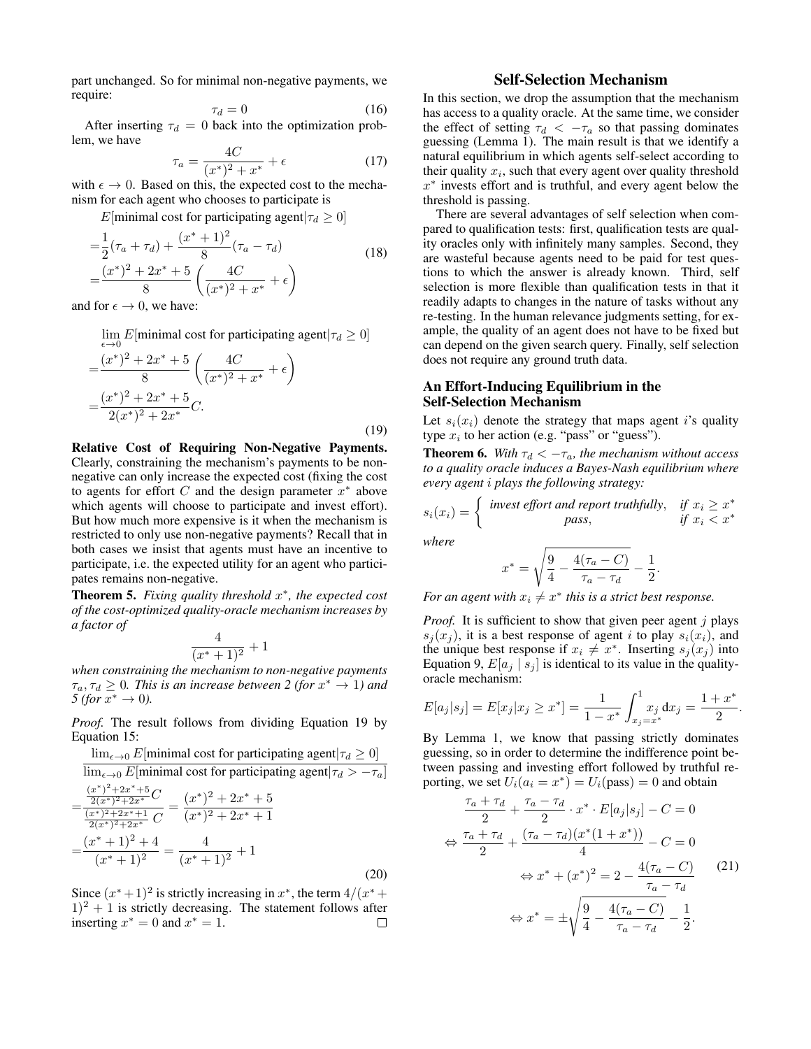part unchanged. So for minimal non-negative payments, we require:

$$\tau_d = 0 \tag{16}$$

After inserting $\tau_d = 0$ back into the optimization problem, we have

$$\tau_a = \frac{4C}{(x^*)^2 + x^*} + \epsilon \tag{17}$$

with $\epsilon \to 0$. Based on this, the expected cost to the mechanism for each agent who chooses to participate is

$$\begin{aligned}
&E[\text{minimal cost for participating agent}|\tau_d \geq 0] \\
=&\frac{1}{2}(\tau_a + \tau_d) + \frac{(x^*+1)^2}{8}(\tau_a - \tau_d) \\
=&\frac{(x^*)^2 + 2x^* + 5}{8}\left(\frac{4C}{(x^*)^2 + x^*} + \epsilon\right)
\end{aligned} \tag{18}$$

and for $\epsilon \to 0$, we have:

$$\begin{aligned}
&\lim_{\epsilon \to 0} E[\text{minimal cost for participating agent}|\tau_d \geq 0] \\
=&\frac{(x^*)^2 + 2x^* + 5}{8}\left(\frac{4C}{(x^*)^2 + x^*} + \epsilon\right) \\
=&\frac{(x^*)^2 + 2x^* + 5}{2(x^*)^2 + 2x^*}C.
\end{aligned} \tag{19}$$

**Relative Cost of Requiring Non-Negative Payments.** Clearly, constraining the mechanism's payments to be non-negative can only increase the expected cost (fixing the cost to agents for effort $C$ and the design parameter $x^*$ above which agents will choose to participate and invest effort). But how much more expensive is it when the mechanism is restricted to only use non-negative payments? Recall that in both cases we insist that agents must have an incentive to participate, i.e. the expected utility for an agent who participates remains non-negative.

**Theorem 5.** *Fixing quality threshold $x^*$, the expected cost of the cost-optimized quality-oracle mechanism increases by a factor of*

$$\frac{4}{(x^*+1)^2} + 1$$

*when constraining the mechanism to non-negative payments $\tau_a, \tau_d \geq 0$. This is an increase between 2 (for $x^* \to 1$) and 5 (for $x^* \to 0$).*

*Proof.* The result follows from dividing Equation 19 by Equation 15:

$$\begin{aligned}
&\frac{\lim_{\epsilon \to 0} E[\text{minimal cost for participating agent}|\tau_d \geq 0]}{\lim_{\epsilon \to 0} E[\text{minimal cost for participating agent}|\tau_d > -\tau_a]} \\
=&\frac{\frac{(x^*)^2+2x^*+5}{2(x^*)^2+2x^*}C}{\frac{(x^*)^2+2x^*+1}{2(x^*)^2+2x^*}C} = \frac{(x^*)^2+2x^*+5}{(x^*)^2+2x^*+1} \\
=&\frac{(x^*+1)^2+4}{(x^*+1)^2} = \frac{4}{(x^*+1)^2} + 1
\end{aligned} \tag{20}$$

Since $(x^*+1)^2$ is strictly increasing in $x^*$, the term $4/(x^* + 1)^2 + 1$ is strictly decreasing. The statement follows after inserting $x^* = 0$ and $x^* = 1$. □

## Self-Selection Mechanism

In this section, we drop the assumption that the mechanism has access to a quality oracle. At the same time, we consider the effect of setting $\tau_d < -\tau_a$ so that passing dominates guessing (Lemma 1). The main result is that we identify a natural equilibrium in which agents self-select according to their quality $x_i$, such that every agent over quality threshold $x^*$ invests effort and is truthful, and every agent below the threshold is passing.

There are several advantages of self selection when compared to qualification tests: first, qualification tests are quality oracles only with infinitely many samples. Second, they are wasteful because agents need to be paid for test questions to which the answer is already known. Third, self selection is more flexible than qualification tests in that it readily adapts to changes in the nature of tasks without any re-testing. In the human relevance judgments setting, for example, the quality of an agent does not have to be fixed but can depend on the given search query. Finally, self selection does not require any ground truth data.

### An Effort-Inducing Equilibrium in the Self-Selection Mechanism

Let $s_i(x_i)$ denote the strategy that maps agent $i$'s quality type $x_i$ to her action (e.g. "pass" or "guess").

**Theorem 6.** *With $\tau_d < -\tau_a$, the mechanism without access to a quality oracle induces a Bayes-Nash equilibrium where every agent $i$ plays the following strategy:*

$$s_i(x_i) = \begin{cases} \text{invest effort and report truthfully}, & \text{if } x_i \geq x^* \\ \text{pass}, & \text{if } x_i < x^* \end{cases}$$

*where*

$$x^* = \sqrt{\frac{9}{4} - \frac{4(\tau_a - C)}{\tau_a - \tau_d}} - \frac{1}{2}.$$

*For an agent with $x_i \neq x^*$ this is a strict best response.*

*Proof.* It is sufficient to show that given peer agent $j$ plays $s_j(x_j)$, it is a best response of agent $i$ to play $s_i(x_i)$, and the unique best response if $x_i \neq x^*$. Inserting $s_j(x_j)$ into Equation 9, $E[a_j \mid s_j]$ is identical to its value in the quality-oracle mechanism:

$$E[a_j|s_j] = E[x_j|x_j \geq x^*] = \frac{1}{1-x^*}\int_{x_j=x^*}^{1} x_j \, \mathrm{d}x_j = \frac{1+x^*}{2}.$$

By Lemma 1, we know that passing strictly dominates guessing, so in order to determine the indifference point between passing and investing effort followed by truthful reporting, we set $U_i(a_i = x^*) = U_i(\text{pass}) = 0$ and obtain

$$\begin{aligned}
&\frac{\tau_a + \tau_d}{2} + \frac{\tau_a - \tau_d}{2} \cdot x^* \cdot E[a_j|s_j] - C = 0 \\
\Leftrightarrow\ &\frac{\tau_a + \tau_d}{2} + \frac{(\tau_a - \tau_d)(x^*(1+x^*))}{4} - C = 0 \\
&\Leftrightarrow x^* + (x^*)^2 = 2 - \frac{4(\tau_a - C)}{\tau_a - \tau_d} \\
&\Leftrightarrow x^* = \pm\sqrt{\frac{9}{4} - \frac{4(\tau_a - C)}{\tau_a - \tau_d}} - \frac{1}{2}.
\end{aligned} \tag{21}$$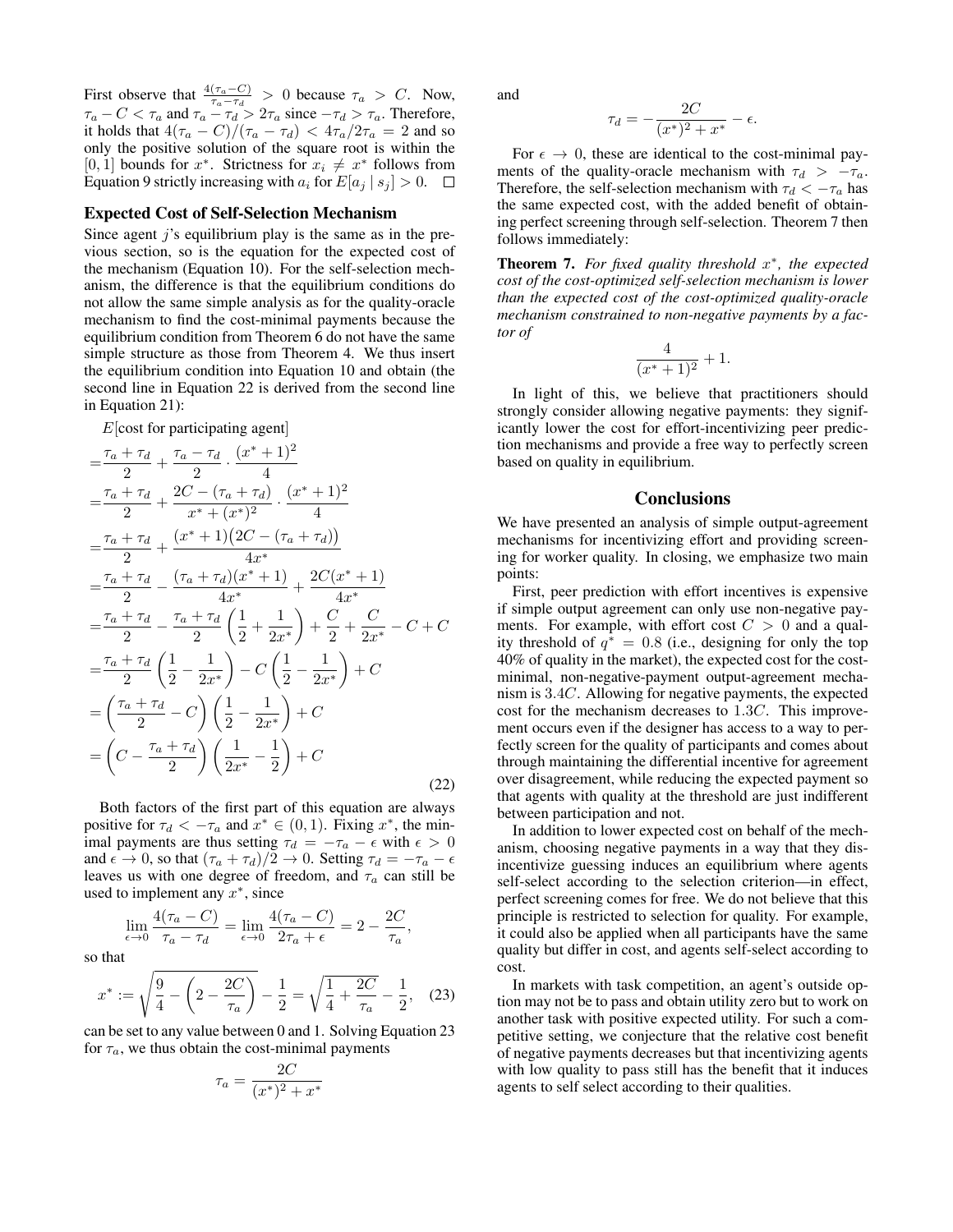First observe that $\frac{4(\tau_a - C)}{\tau_a - \tau_d} > 0$ because $\tau_a > C$. Now, $\tau_a - C < \tau_a$ and $\tau_a - \tau_d > 2\tau_a$ since $-\tau_d > \tau_a$. Therefore, it holds that $4(\tau_a - C)/(\tau_a - \tau_d) < 4\tau_a/2\tau_a = 2$ and so only the positive solution of the square root is within the $[0,1]$ bounds for $x^*$. Strictness for $x_i \neq x^*$ follows from Equation 9 strictly increasing with $a_i$ for $E[a_j \mid s_j] > 0$. $\square$

## Expected Cost of Self-Selection Mechanism

Since agent $j$'s equilibrium play is the same as in the previous section, so is the equation for the expected cost of the mechanism (Equation 10). For the self-selection mechanism, the difference is that the equilibrium conditions do not allow the same simple analysis as for the quality-oracle mechanism to find the cost-minimal payments because the equilibrium condition from Theorem 6 do not have the same simple structure as those from Theorem 4. We thus insert the equilibrium condition into Equation 10 and obtain (the second line in Equation 22 is derived from the second line in Equation 21):

$$
\begin{aligned}
&E[\text{cost for participating agent}] \\
=&\frac{\tau_a + \tau_d}{2} + \frac{\tau_a - \tau_d}{2} \cdot \frac{(x^*+1)^2}{4} \\
=&\frac{\tau_a + \tau_d}{2} + \frac{2C - (\tau_a + \tau_d)}{x^* + (x^*)^2} \cdot \frac{(x^*+1)^2}{4} \\
=&\frac{\tau_a + \tau_d}{2} + \frac{(x^*+1)\big(2C - (\tau_a + \tau_d)\big)}{4x^*} \\
=&\frac{\tau_a + \tau_d}{2} - \frac{(\tau_a + \tau_d)(x^*+1)}{4x^*} + \frac{2C(x^*+1)}{4x^*} \\
=&\frac{\tau_a + \tau_d}{2} - \frac{\tau_a + \tau_d}{2}\left(\frac{1}{2} + \frac{1}{2x^*}\right) + \frac{C}{2} + \frac{C}{2x^*} - C + C \\
=&\frac{\tau_a + \tau_d}{2}\left(\frac{1}{2} - \frac{1}{2x^*}\right) - C\left(\frac{1}{2} - \frac{1}{2x^*}\right) + C \\
=&\left(\frac{\tau_a + \tau_d}{2} - C\right)\left(\frac{1}{2} - \frac{1}{2x^*}\right) + C \\
=&\left(C - \frac{\tau_a + \tau_d}{2}\right)\left(\frac{1}{2x^*} - \frac{1}{2}\right) + C
\end{aligned}
\tag{22}
$$

Both factors of the first part of this equation are always positive for $\tau_d < -\tau_a$ and $x^* \in (0,1)$. Fixing $x^*$, the minimal payments are thus setting $\tau_d = -\tau_a - \epsilon$ with $\epsilon > 0$ and $\epsilon \to 0$, so that $(\tau_a + \tau_d)/2 \to 0$. Setting $\tau_d = -\tau_a - \epsilon$ leaves us with one degree of freedom, and $\tau_a$ can still be used to implement any $x^*$, since

$$
\lim_{\epsilon \to 0} \frac{4(\tau_a - C)}{\tau_a - \tau_d} = \lim_{\epsilon \to 0} \frac{4(\tau_a - C)}{2\tau_a + \epsilon} = 2 - \frac{2C}{\tau_a},
$$

so that

$$
x^* := \sqrt{\frac{9}{4} - \left(2 - \frac{2C}{\tau_a}\right)} - \frac{1}{2} = \sqrt{\frac{1}{4} + \frac{2C}{\tau_a}} - \frac{1}{2}, \tag{23}
$$

can be set to any value between 0 and 1. Solving Equation 23 for $\tau_a$, we thus obtain the cost-minimal payments

$$
\tau_a = \frac{2C}{(x^*)^2 + x^*}
$$

and

$$
\tau_d = -\frac{2C}{(x^*)^2 + x^*} - \epsilon.
$$

For $\epsilon \to 0$, these are identical to the cost-minimal payments of the quality-oracle mechanism with $\tau_d > -\tau_a$. Therefore, the self-selection mechanism with $\tau_d < -\tau_a$ has the same expected cost, with the added benefit of obtaining perfect screening through self-selection. Theorem 7 then follows immediately:

**Theorem 7.** *For fixed quality threshold $x^*$, the expected cost of the cost-optimized self-selection mechanism is lower than the expected cost of the cost-optimized quality-oracle mechanism constrained to non-negative payments by a factor of*

$$
\frac{4}{(x^*+1)^2} + 1.
$$

In light of this, we believe that practitioners should strongly consider allowing negative payments: they significantly lower the cost for effort-incentivizing peer prediction mechanisms and provide a free way to perfectly screen based on quality in equilibrium.

## Conclusions

We have presented an analysis of simple output-agreement mechanisms for incentivizing effort and providing screening for worker quality. In closing, we emphasize two main points:

First, peer prediction with effort incentives is expensive if simple output agreement can only use non-negative payments. For example, with effort cost $C > 0$ and a quality threshold of $q^* = 0.8$ (i.e., designing for only the top 40% of quality in the market), the expected cost for the cost-minimal, non-negative-payment output-agreement mechanism is $3.4C$. Allowing for negative payments, the expected cost for the mechanism decreases to $1.3C$. This improvement occurs even if the designer has access to a way to perfectly screen for the quality of participants and comes about through maintaining the differential incentive for agreement over disagreement, while reducing the expected payment so that agents with quality at the threshold are just indifferent between participation and not.

In addition to lower expected cost on behalf of the mechanism, choosing negative payments in a way that they disincentivize guessing induces an equilibrium where agents self-select according to the selection criterion—in effect, perfect screening comes for free. We do not believe that this principle is restricted to selection for quality. For example, it could also be applied when all participants have the same quality but differ in cost, and agents self-select according to cost.

In markets with task competition, an agent's outside option may not be to pass and obtain utility zero but to work on another task with positive expected utility. For such a competitive setting, we conjecture that the relative cost benefit of negative payments decreases but that incentivizing agents with low quality to pass still has the benefit that it induces agents to self select according to their qualities.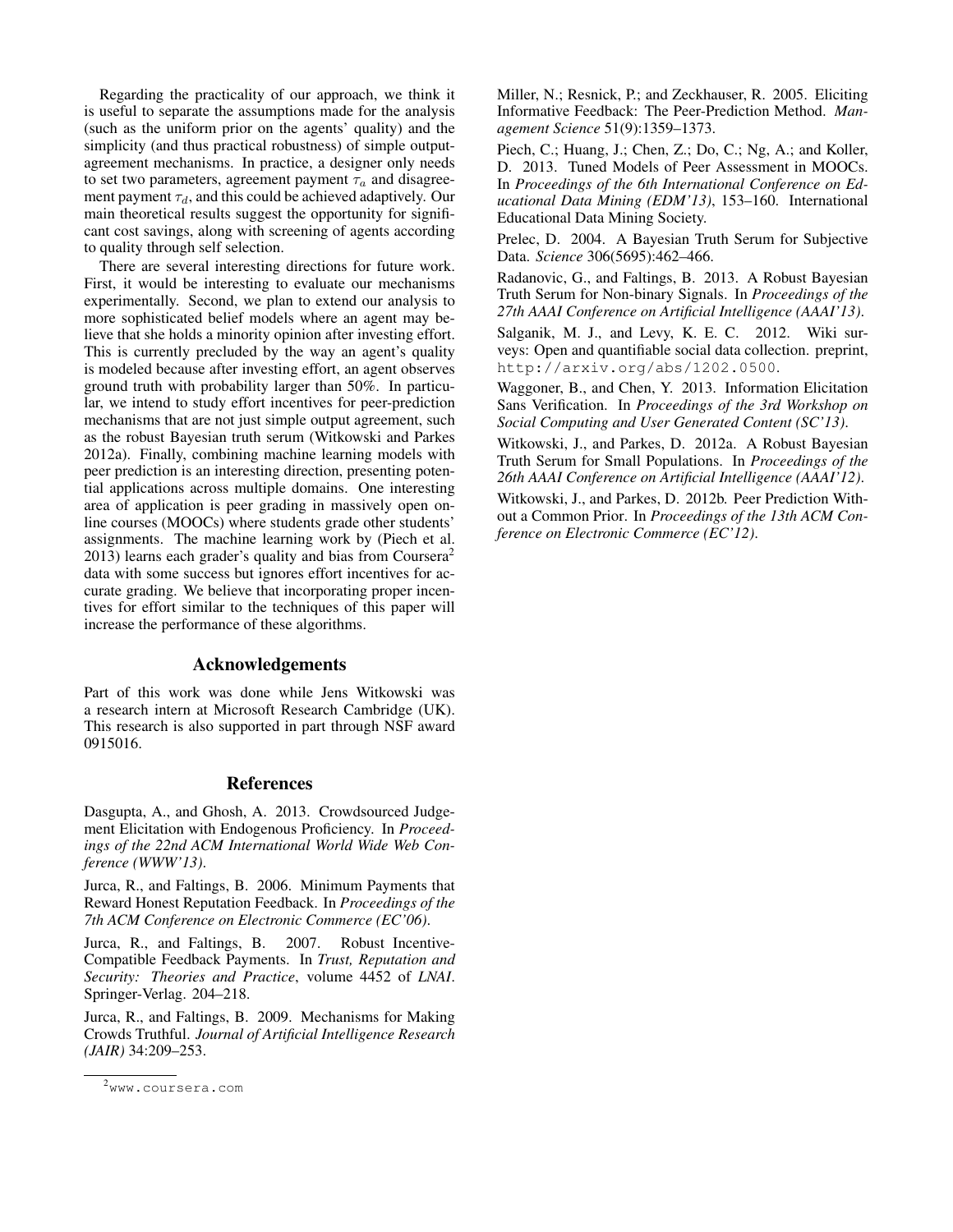Regarding the practicality of our approach, we think it is useful to separate the assumptions made for the analysis (such as the uniform prior on the agents' quality) and the simplicity (and thus practical robustness) of simple output-agreement mechanisms. In practice, a designer only needs to set two parameters, agreement payment $\tau_a$ and disagreement payment $\tau_d$, and this could be achieved adaptively. Our main theoretical results suggest the opportunity for significant cost savings, along with screening of agents according to quality through self selection.

There are several interesting directions for future work. First, it would be interesting to evaluate our mechanisms experimentally. Second, we plan to extend our analysis to more sophisticated belief models where an agent may believe that she holds a minority opinion after investing effort. This is currently precluded by the way an agent's quality is modeled because after investing effort, an agent observes ground truth with probability larger than 50%. In particular, we intend to study effort incentives for peer-prediction mechanisms that are not just simple output agreement, such as the robust Bayesian truth serum (Witkowski and Parkes 2012a). Finally, combining machine learning models with peer prediction is an interesting direction, presenting potential applications across multiple domains. One interesting area of application is peer grading in massively open online courses (MOOCs) where students grade other students' assignments. The machine learning work by (Piech et al. 2013) learns each grader's quality and bias from Coursera[2] data with some success but ignores effort incentives for accurate grading. We believe that incorporating proper incentives for effort similar to the techniques of this paper will increase the performance of these algorithms.

## Acknowledgements

Part of this work was done while Jens Witkowski was a research intern at Microsoft Research Cambridge (UK). This research is also supported in part through NSF award 0915016.

## References

Dasgupta, A., and Ghosh, A. 2013. Crowdsourced Judgement Elicitation with Endogenous Proficiency. In *Proceedings of the 22nd ACM International World Wide Web Conference (WWW'13)*.

Jurca, R., and Faltings, B. 2006. Minimum Payments that Reward Honest Reputation Feedback. In *Proceedings of the 7th ACM Conference on Electronic Commerce (EC'06)*.

Jurca, R., and Faltings, B. 2007. Robust Incentive-Compatible Feedback Payments. In *Trust, Reputation and Security: Theories and Practice*, volume 4452 of *LNAI*. Springer-Verlag. 204–218.

Jurca, R., and Faltings, B. 2009. Mechanisms for Making Crowds Truthful. *Journal of Artificial Intelligence Research (JAIR)* 34:209–253.

Miller, N.; Resnick, P.; and Zeckhauser, R. 2005. Eliciting Informative Feedback: The Peer-Prediction Method. *Management Science* 51(9):1359–1373.

Piech, C.; Huang, J.; Chen, Z.; Do, C.; Ng, A.; and Koller, D. 2013. Tuned Models of Peer Assessment in MOOCs. In *Proceedings of the 6th International Conference on Educational Data Mining (EDM'13)*, 153–160. International Educational Data Mining Society.

Prelec, D. 2004. A Bayesian Truth Serum for Subjective Data. *Science* 306(5695):462–466.

Radanovic, G., and Faltings, B. 2013. A Robust Bayesian Truth Serum for Non-binary Signals. In *Proceedings of the 27th AAAI Conference on Artificial Intelligence (AAAI'13)*.

Salganik, M. J., and Levy, K. E. C. 2012. Wiki surveys: Open and quantifiable social data collection. preprint, `http://arxiv.org/abs/1202.0500`.

Waggoner, B., and Chen, Y. 2013. Information Elicitation Sans Verification. In *Proceedings of the 3rd Workshop on Social Computing and User Generated Content (SC'13)*.

Witkowski, J., and Parkes, D. 2012a. A Robust Bayesian Truth Serum for Small Populations. In *Proceedings of the 26th AAAI Conference on Artificial Intelligence (AAAI'12)*.

Witkowski, J., and Parkes, D. 2012b. Peer Prediction Without a Common Prior. In *Proceedings of the 13th ACM Conference on Electronic Commerce (EC'12)*.

[2] `www.coursera.com`